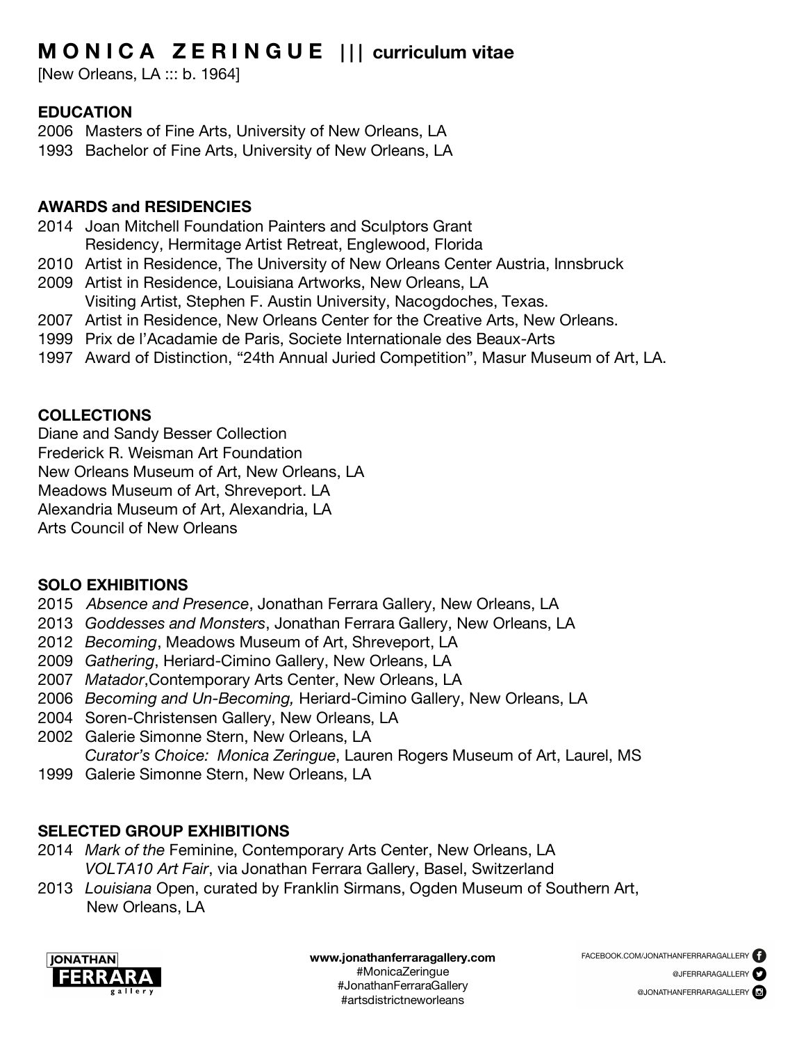# M O N I C A  Z E R I N G U E ||| curriculum vitae

[New Orleans, LA ::: b. 1964]

## EDUCATION

2006 Masters of Fine Arts, University of New Orleans, LA
1993 Bachelor of Fine Arts, University of New Orleans, LA

## AWARDS and RESIDENCIES

2014 Joan Mitchell Foundation Painters and Sculptors Grant
Residency, Hermitage Artist Retreat, Englewood, Florida
2010 Artist in Residence, The University of New Orleans Center Austria, Innsbruck
2009 Artist in Residence, Louisiana Artworks, New Orleans, LA
Visiting Artist, Stephen F. Austin University, Nacogdoches, Texas.
2007 Artist in Residence, New Orleans Center for the Creative Arts, New Orleans.
1999 Prix de l'Acadamie de Paris, Societe Internationale des Beaux-Arts
1997 Award of Distinction, "24th Annual Juried Competition", Masur Museum of Art, LA.

## COLLECTIONS

Diane and Sandy Besser Collection
Frederick R. Weisman Art Foundation
New Orleans Museum of Art, New Orleans, LA
Meadows Museum of Art, Shreveport. LA
Alexandria Museum of Art, Alexandria, LA
Arts Council of New Orleans

## SOLO EXHIBITIONS

2015 *Absence and Presence*, Jonathan Ferrara Gallery, New Orleans, LA
2013 *Goddesses and Monsters*, Jonathan Ferrara Gallery, New Orleans, LA
2012 *Becoming*, Meadows Museum of Art, Shreveport, LA
2009 *Gathering*, Heriard-Cimino Gallery, New Orleans, LA
2007 *Matador*,Contemporary Arts Center, New Orleans, LA
2006 *Becoming and Un-Becoming,* Heriard-Cimino Gallery, New Orleans, LA
2004 Soren-Christensen Gallery, New Orleans, LA
2002 Galerie Simonne Stern, New Orleans, LA
*Curator's Choice: Monica Zeringue*, Lauren Rogers Museum of Art, Laurel, MS
1999 Galerie Simonne Stern, New Orleans, LA

## SELECTED GROUP EXHIBITIONS

2014 *Mark of the* Feminine, Contemporary Arts Center, New Orleans, LA
*VOLTA10 Art Fair*, via Jonathan Ferrara Gallery, Basel, Switzerland
2013 *Louisiana* Open, curated by Franklin Sirmans, Ogden Museum of Southern Art, New Orleans, LA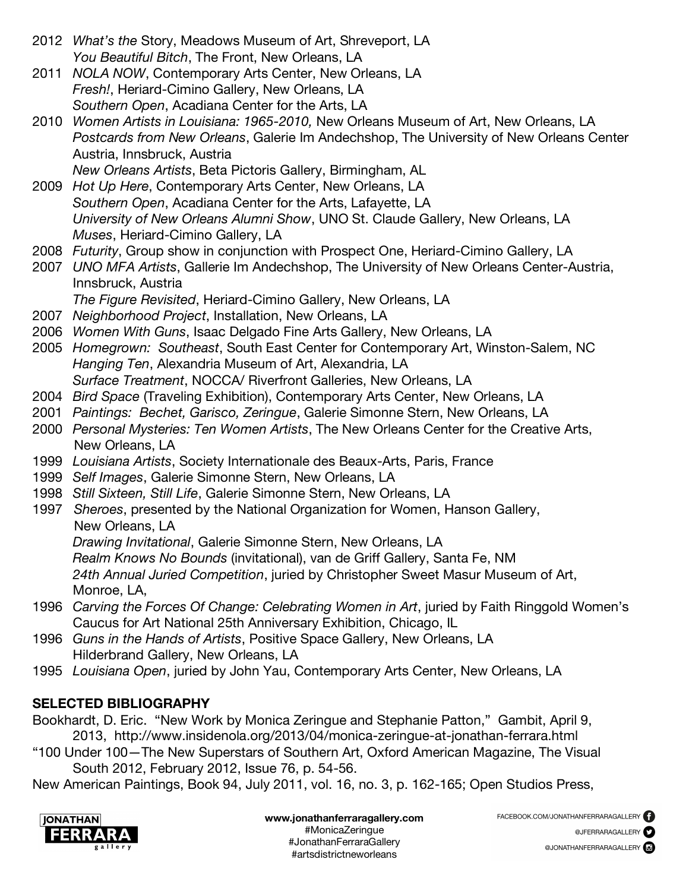2012 *What's the* Story, Meadows Museum of Art, Shreveport, LA
*You Beautiful Bitch*, The Front, New Orleans, LA

2011 *NOLA NOW*, Contemporary Arts Center, New Orleans, LA
*Fresh!*, Heriard-Cimino Gallery, New Orleans, LA
*Southern Open*, Acadiana Center for the Arts, LA

2010 *Women Artists in Louisiana: 1965-2010,* New Orleans Museum of Art, New Orleans, LA
*Postcards from New Orleans*, Galerie Im Andechshop, The University of New Orleans Center Austria, Innsbruck, Austria
*New Orleans Artists*, Beta Pictoris Gallery, Birmingham, AL

2009 *Hot Up Here*, Contemporary Arts Center, New Orleans, LA
*Southern Open*, Acadiana Center for the Arts, Lafayette, LA
*University of New Orleans Alumni Show*, UNO St. Claude Gallery, New Orleans, LA
*Muses*, Heriard-Cimino Gallery, LA

2008 *Futurity*, Group show in conjunction with Prospect One, Heriard-Cimino Gallery, LA

2007 *UNO MFA Artists*, Gallerie Im Andechshop, The University of New Orleans Center-Austria, Innsbruck, Austria
*The Figure Revisited*, Heriard-Cimino Gallery, New Orleans, LA

2007 *Neighborhood Project*, Installation, New Orleans, LA

2006 *Women With Guns*, Isaac Delgado Fine Arts Gallery, New Orleans, LA

2005 *Homegrown: Southeast*, South East Center for Contemporary Art, Winston-Salem, NC
*Hanging Ten*, Alexandria Museum of Art, Alexandria, LA
*Surface Treatment*, NOCCA/ Riverfront Galleries, New Orleans, LA

2004 *Bird Space* (Traveling Exhibition), Contemporary Arts Center, New Orleans, LA

2001 *Paintings: Bechet, Garisco, Zeringue*, Galerie Simonne Stern, New Orleans, LA

2000 *Personal Mysteries: Ten Women Artists*, The New Orleans Center for the Creative Arts, New Orleans, LA

1999 *Louisiana Artists*, Society Internationale des Beaux-Arts, Paris, France

1999 *Self Images*, Galerie Simonne Stern, New Orleans, LA

1998 *Still Sixteen, Still Life*, Galerie Simonne Stern, New Orleans, LA

1997 *Sheroes*, presented by the National Organization for Women, Hanson Gallery, New Orleans, LA
*Drawing Invitational*, Galerie Simonne Stern, New Orleans, LA
*Realm Knows No Bounds* (invitational), van de Griff Gallery, Santa Fe, NM
*24th Annual Juried Competition*, juried by Christopher Sweet Masur Museum of Art, Monroe, LA,

1996 *Carving the Forces Of Change: Celebrating Women in Art*, juried by Faith Ringgold Women's Caucus for Art National 25th Anniversary Exhibition, Chicago, IL

1996 *Guns in the Hands of Artists*, Positive Space Gallery, New Orleans, LA
Hilderbrand Gallery, New Orleans, LA

1995 *Louisiana Open*, juried by John Yau, Contemporary Arts Center, New Orleans, LA

**SELECTED BIBLIOGRAPHY**

Bookhardt, D. Eric. "New Work by Monica Zeringue and Stephanie Patton," Gambit, April 9, 2013, http://www.insidenola.org/2013/04/monica-zeringue-at-jonathan-ferrara.html

"100 Under 100—The New Superstars of Southern Art, Oxford American Magazine, The Visual South 2012, February 2012, Issue 76, p. 54-56.

New American Paintings, Book 94, July 2011, vol. 16, no. 3, p. 162-165; Open Studios Press,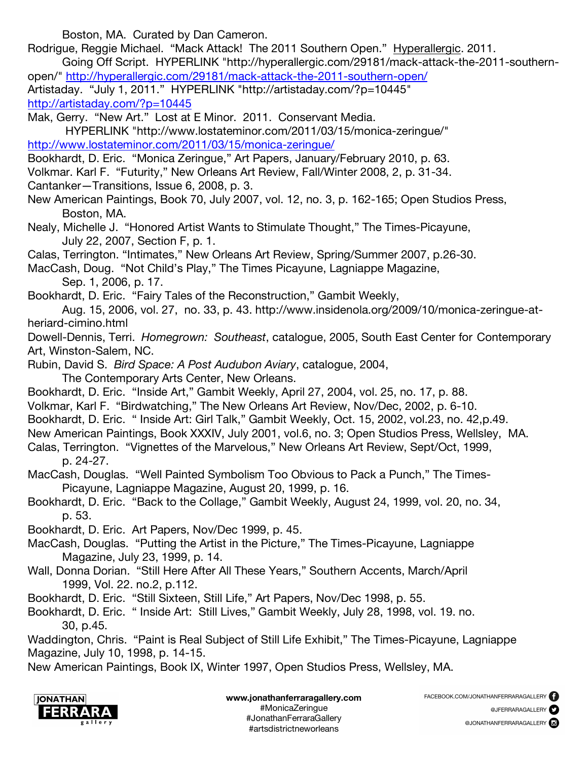Boston, MA. Curated by Dan Cameron.

Rodrigue, Reggie Michael. "Mack Attack! The 2011 Southern Open." Hyperallergic. 2011. Going Off Script. HYPERLINK "http://hyperallergic.com/29181/mack-attack-the-2011-southern-open/" http://hyperallergic.com/29181/mack-attack-the-2011-southern-open/

Artistaday. "July 1, 2011." HYPERLINK "http://artistaday.com/?p=10445" http://artistaday.com/?p=10445

Mak, Gerry. "New Art." Lost at E Minor. 2011. Conservant Media. HYPERLINK "http://www.lostateminor.com/2011/03/15/monica-zeringue/" http://www.lostateminor.com/2011/03/15/monica-zeringue/

Bookhardt, D. Eric. "Monica Zeringue," Art Papers, January/February 2010, p. 63.

Volkmar. Karl F. "Futurity," New Orleans Art Review, Fall/Winter 2008, 2, p. 31-34.

Cantanker—Transitions, Issue 6, 2008, p. 3.

New American Paintings, Book 70, July 2007, vol. 12, no. 3, p. 162-165; Open Studios Press, Boston, MA.

Nealy, Michelle J. "Honored Artist Wants to Stimulate Thought," The Times-Picayune, July 22, 2007, Section F, p. 1.

Calas, Terrington. "Intimates," New Orleans Art Review, Spring/Summer 2007, p.26-30.

MacCash, Doug. "Not Child's Play," The Times Picayune, Lagniappe Magazine, Sep. 1, 2006, p. 17.

Bookhardt, D. Eric. "Fairy Tales of the Reconstruction," Gambit Weekly, Aug. 15, 2006, vol. 27, no. 33, p. 43. http://www.insidenola.org/2009/10/monica-zeringue-at-heriard-cimino.html

Dowell-Dennis, Terri. *Homegrown: Southeast*, catalogue, 2005, South East Center for Contemporary Art, Winston-Salem, NC.

Rubin, David S. *Bird Space: A Post Audubon Aviary*, catalogue, 2004, The Contemporary Arts Center, New Orleans.

Bookhardt, D. Eric. "Inside Art," Gambit Weekly, April 27, 2004, vol. 25, no. 17, p. 88.

Volkmar, Karl F. "Birdwatching," The New Orleans Art Review, Nov/Dec, 2002, p. 6-10.

Bookhardt, D. Eric. " Inside Art: Girl Talk," Gambit Weekly, Oct. 15, 2002, vol.23, no. 42,p.49.

New American Paintings, Book XXXIV, July 2001, vol.6, no. 3; Open Studios Press, Wellsley, MA.

Calas, Terrington. "Vignettes of the Marvelous," New Orleans Art Review, Sept/Oct, 1999, p. 24-27.

MacCash, Douglas. "Well Painted Symbolism Too Obvious to Pack a Punch," The Times-Picayune, Lagniappe Magazine, August 20, 1999, p. 16.

Bookhardt, D. Eric. "Back to the Collage," Gambit Weekly, August 24, 1999, vol. 20, no. 34, p. 53.

Bookhardt, D. Eric. Art Papers, Nov/Dec 1999, p. 45.

MacCash, Douglas. "Putting the Artist in the Picture," The Times-Picayune, Lagniappe Magazine, July 23, 1999, p. 14.

Wall, Donna Dorian. "Still Here After All These Years," Southern Accents, March/April 1999, Vol. 22. no.2, p.112.

Bookhardt, D. Eric. "Still Sixteen, Still Life," Art Papers, Nov/Dec 1998, p. 55.

Bookhardt, D. Eric. " Inside Art: Still Lives," Gambit Weekly, July 28, 1998, vol. 19. no. 30, p.45.

Waddington, Chris. "Paint is Real Subject of Still Life Exhibit," The Times-Picayune, Lagniappe Magazine, July 10, 1998, p. 14-15.

New American Paintings, Book IX, Winter 1997, Open Studios Press, Wellsley, MA.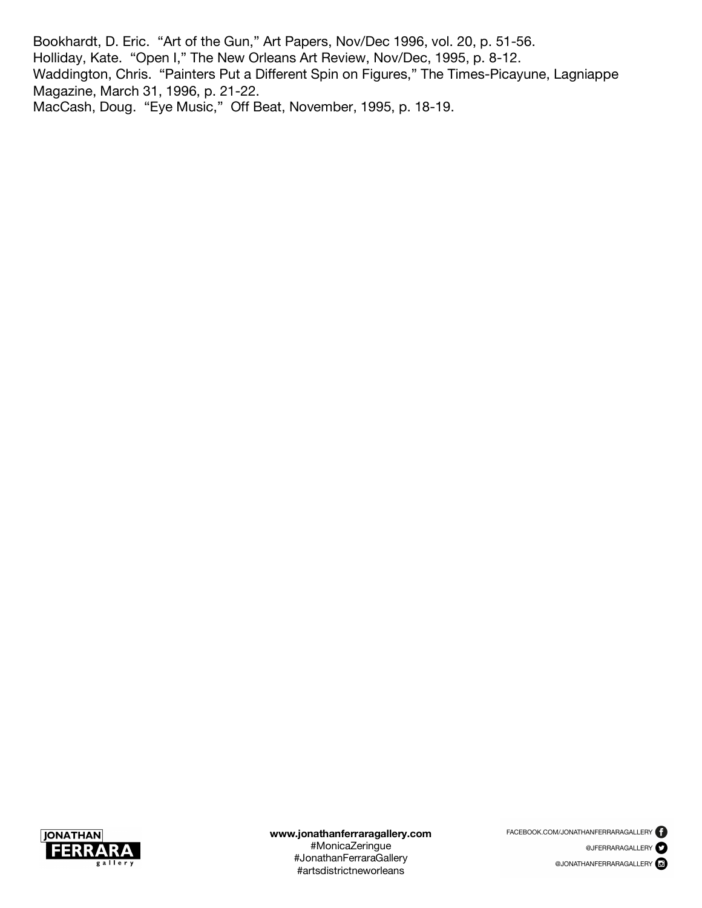Bookhardt, D. Eric. “Art of the Gun,” Art Papers, Nov/Dec 1996, vol. 20, p. 51-56.
Holliday, Kate. “Open I,” The New Orleans Art Review, Nov/Dec, 1995, p. 8-12.
Waddington, Chris. “Painters Put a Different Spin on Figures,” The Times-Picayune, Lagniappe Magazine, March 31, 1996, p. 21-22.
MacCash, Doug. “Eye Music,” Off Beat, November, 1995, p. 18-19.